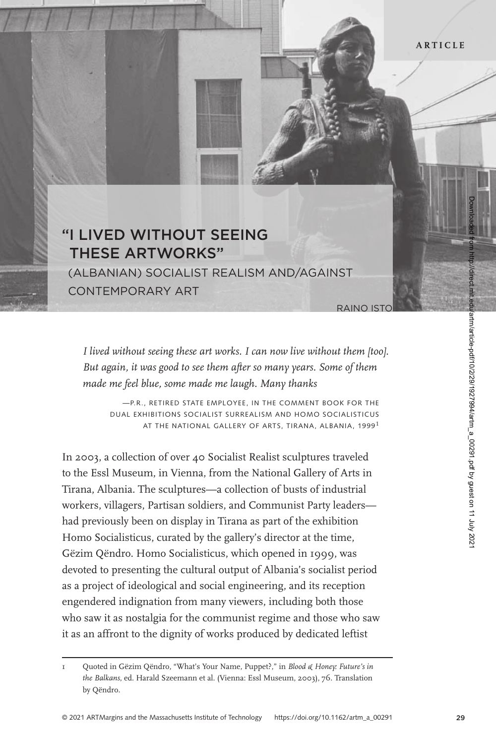ARTICLE

# "I LIVED WITHOUT SEEING THESE ARTWORKS"

## (ALBANIAN) SOCIALIST REALISM AND/AGAINST CONTEMPORARY ART

RAINO ISTO

> *I lived without seeing these art works. I can now live without them [too]. But again, it was good to see them after so many years. Some of them made me feel blue, some made me laugh. Many thanks*
>
> —P.R., RETIRED STATE EMPLOYEE, IN THE COMMENT BOOK FOR THE DUAL EXHIBITIONS SOCIALIST SURREALISM AND HOMO SOCIALISTICUS AT THE NATIONAL GALLERY OF ARTS, TIRANA, ALBANIA, 1999[1]

In 2003, a collection of over 40 Socialist Realist sculptures traveled to the Essl Museum, in Vienna, from the National Gallery of Arts in Tirana, Albania. The sculptures—a collection of busts of industrial workers, villagers, Partisan soldiers, and Communist Party leaders—had previously been on display in Tirana as part of the exhibition Homo Socialisticus, curated by the gallery's director at the time, Gëzim Qëndro. Homo Socialisticus, which opened in 1999, was devoted to presenting the cultural output of Albania's socialist period as a project of ideological and social engineering, and its reception engendered indignation from many viewers, including both those who saw it as nostalgia for the communist regime and those who saw it as an affront to the dignity of works produced by dedicated leftist

---

1 Quoted in Gëzim Qëndro, "What's Your Name, Puppet?," in *Blood & Honey: Future's in the Balkans*, ed. Harald Szeemann et al. (Vienna: Essl Museum, 2003), 76. Translation by Qëndro.

© 2021 ARTMargins and the Massachusetts Institute of Technology https://doi.org/10.1162/artm_a_00291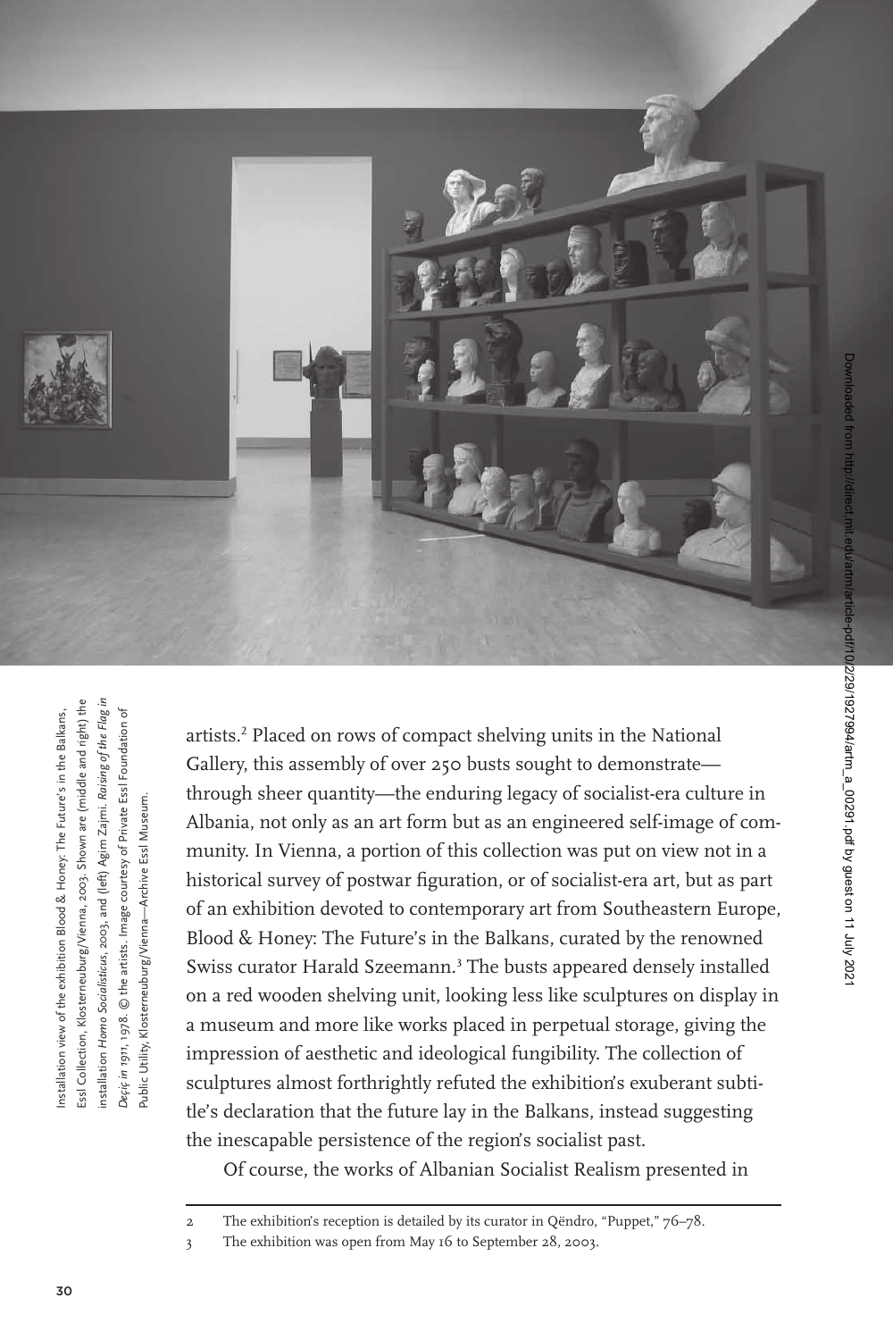Installation view of the exhibition Blood & Honey: The Future's in the Balkans, Essl Collection, Klosterneuburg/Vienna, 2003. Shown are (middle and right) the installation *Homo Socialisticus*, 2003, and (left) Agim Zajmi. *Raising of the Flag in Deçiç in 1911*, 1978. © the artists. Image courtesy of Private Essl Foundation of Public Utility, Klosterneuburg/Vienna—Archive Essl Museum.

artists.[2] Placed on rows of compact shelving units in the National Gallery, this assembly of over 250 busts sought to demonstrate—through sheer quantity—the enduring legacy of socialist-era culture in Albania, not only as an art form but as an engineered self-image of community. In Vienna, a portion of this collection was put on view not in a historical survey of postwar figuration, or of socialist-era art, but as part of an exhibition devoted to contemporary art from Southeastern Europe, Blood & Honey: The Future's in the Balkans, curated by the renowned Swiss curator Harald Szeemann.[3] The busts appeared densely installed on a red wooden shelving unit, looking less like sculptures on display in a museum and more like works placed in perpetual storage, giving the impression of aesthetic and ideological fungibility. The collection of sculptures almost forthrightly refuted the exhibition's exuberant subtitle's declaration that the future lay in the Balkans, instead suggesting the inescapable persistence of the region's socialist past.

Of course, the works of Albanian Socialist Realism presented in

2 The exhibition's reception is detailed by its curator in Qëndro, "Puppet," 76–78.

3 The exhibition was open from May 16 to September 28, 2003.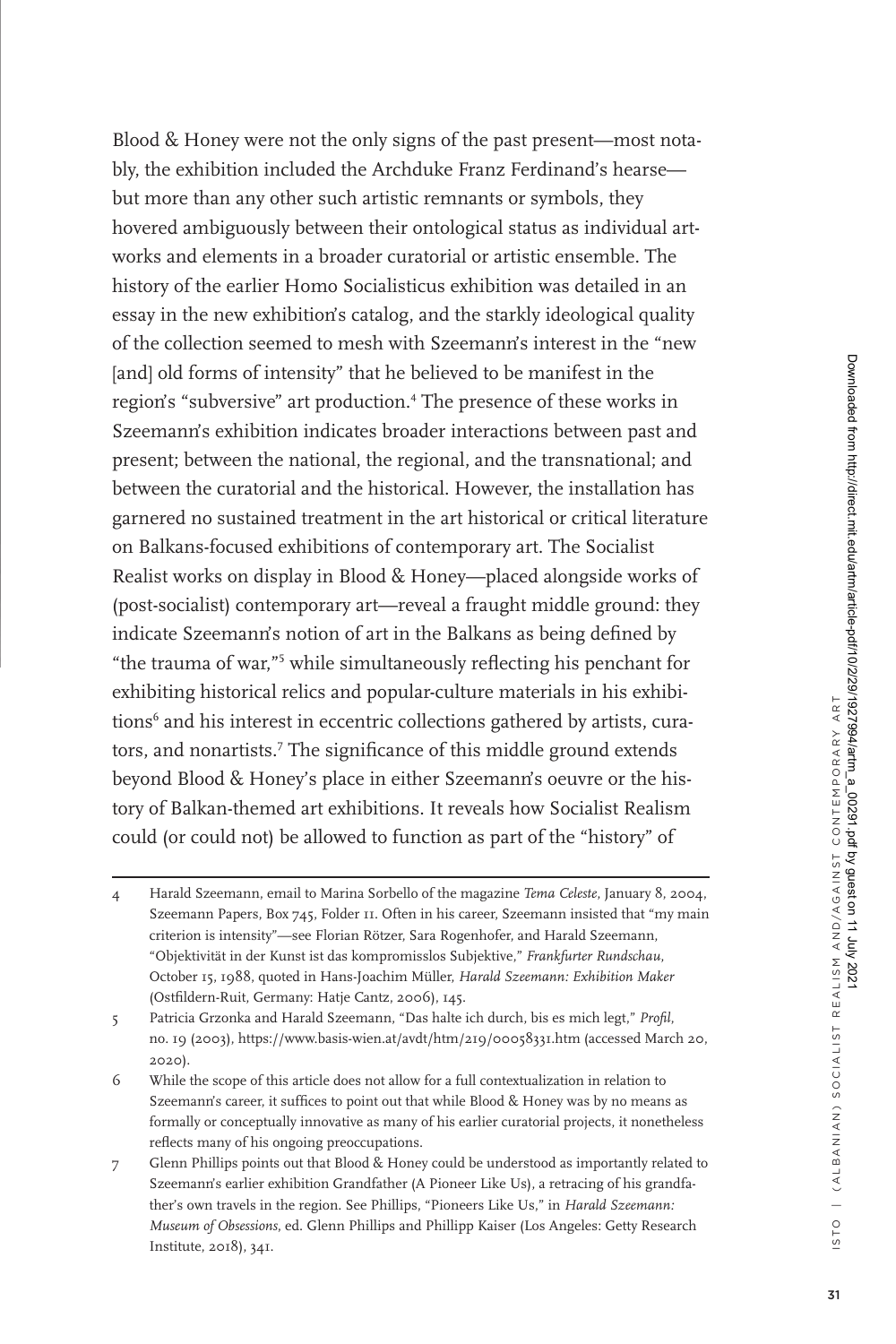Blood & Honey were not the only signs of the past present—most notably, the exhibition included the Archduke Franz Ferdinand's hearse—but more than any other such artistic remnants or symbols, they hovered ambiguously between their ontological status as individual artworks and elements in a broader curatorial or artistic ensemble. The history of the earlier Homo Socialisticus exhibition was detailed in an essay in the new exhibition's catalog, and the starkly ideological quality of the collection seemed to mesh with Szeemann's interest in the "new [and] old forms of intensity" that he believed to be manifest in the region's "subversive" art production.[4] The presence of these works in Szeemann's exhibition indicates broader interactions between past and present; between the national, the regional, and the transnational; and between the curatorial and the historical. However, the installation has garnered no sustained treatment in the art historical or critical literature on Balkans-focused exhibitions of contemporary art. The Socialist Realist works on display in Blood & Honey—placed alongside works of (post-socialist) contemporary art—reveal a fraught middle ground: they indicate Szeemann's notion of art in the Balkans as being defined by "the trauma of war,"[5] while simultaneously reflecting his penchant for exhibiting historical relics and popular-culture materials in his exhibitions[6] and his interest in eccentric collections gathered by artists, curators, and nonartists.[7] The significance of this middle ground extends beyond Blood & Honey's place in either Szeemann's oeuvre or the history of Balkan-themed art exhibitions. It reveals how Socialist Realism could (or could not) be allowed to function as part of the "history" of

---

4 Harald Szeemann, email to Marina Sorbello of the magazine *Tema Celeste*, January 8, 2004, Szeemann Papers, Box 745, Folder 11. Often in his career, Szeemann insisted that "my main criterion is intensity"—see Florian Rötzer, Sara Rogenhofer, and Harald Szeemann, "Objektivität in der Kunst ist das kompromisslos Subjektive," *Frankfurter Rundschau*, October 15, 1988, quoted in Hans-Joachim Müller, *Harald Szeemann: Exhibition Maker* (Ostfildern-Ruit, Germany: Hatje Cantz, 2006), 145.

5 Patricia Grzonka and Harald Szeemann, "Das halte ich durch, bis es mich legt," *Profil*, no. 19 (2003), https://www.basis-wien.at/avdt/htm/219/00058331.htm (accessed March 20, 2020).

6 While the scope of this article does not allow for a full contextualization in relation to Szeemann's career, it suffices to point out that while Blood & Honey was by no means as formally or conceptually innovative as many of his earlier curatorial projects, it nonetheless reflects many of his ongoing preoccupations.

7 Glenn Phillips points out that Blood & Honey could be understood as importantly related to Szeemann's earlier exhibition Grandfather (A Pioneer Like Us), a retracing of his grandfather's own travels in the region. See Phillips, "Pioneers Like Us," in *Harald Szeemann: Museum of Obsessions*, ed. Glenn Phillips and Phillipp Kaiser (Los Angeles: Getty Research Institute, 2018), 341.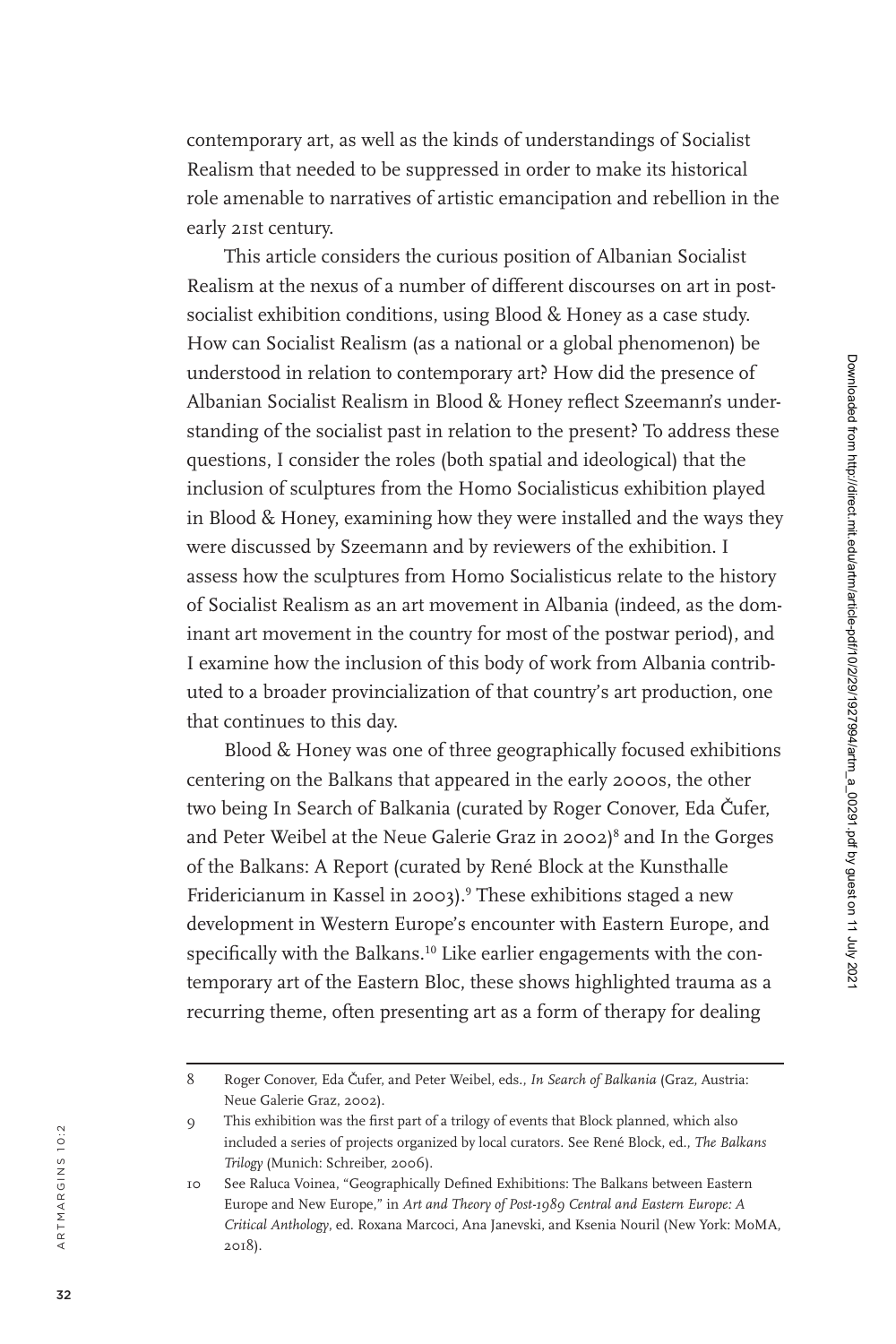contemporary art, as well as the kinds of understandings of Socialist Realism that needed to be suppressed in order to make its historical role amenable to narratives of artistic emancipation and rebellion in the early 21st century.

This article considers the curious position of Albanian Socialist Realism at the nexus of a number of different discourses on art in post-socialist exhibition conditions, using Blood & Honey as a case study. How can Socialist Realism (as a national or a global phenomenon) be understood in relation to contemporary art? How did the presence of Albanian Socialist Realism in Blood & Honey reflect Szeemann's understanding of the socialist past in relation to the present? To address these questions, I consider the roles (both spatial and ideological) that the inclusion of sculptures from the Homo Socialisticus exhibition played in Blood & Honey, examining how they were installed and the ways they were discussed by Szeemann and by reviewers of the exhibition. I assess how the sculptures from Homo Socialisticus relate to the history of Socialist Realism as an art movement in Albania (indeed, as the dominant art movement in the country for most of the postwar period), and I examine how the inclusion of this body of work from Albania contributed to a broader provincialization of that country's art production, one that continues to this day.

Blood & Honey was one of three geographically focused exhibitions centering on the Balkans that appeared in the early 2000s, the other two being In Search of Balkania (curated by Roger Conover, Eda Čufer, and Peter Weibel at the Neue Galerie Graz in 2002)[8] and In the Gorges of the Balkans: A Report (curated by René Block at the Kunsthalle Fridericianum in Kassel in 2003).[9] These exhibitions staged a new development in Western Europe's encounter with Eastern Europe, and specifically with the Balkans.[10] Like earlier engagements with the contemporary art of the Eastern Bloc, these shows highlighted trauma as a recurring theme, often presenting art as a form of therapy for dealing

---

8 Roger Conover, Eda Čufer, and Peter Weibel, eds., *In Search of Balkania* (Graz, Austria: Neue Galerie Graz, 2002).

9 This exhibition was the first part of a trilogy of events that Block planned, which also included a series of projects organized by local curators. See René Block, ed., *The Balkans Trilogy* (Munich: Schreiber, 2006).

10 See Raluca Voinea, "Geographically Defined Exhibitions: The Balkans between Eastern Europe and New Europe," in *Art and Theory of Post-1989 Central and Eastern Europe: A Critical Anthology*, ed. Roxana Marcoci, Ana Janevski, and Ksenia Nouril (New York: MoMA, 2018).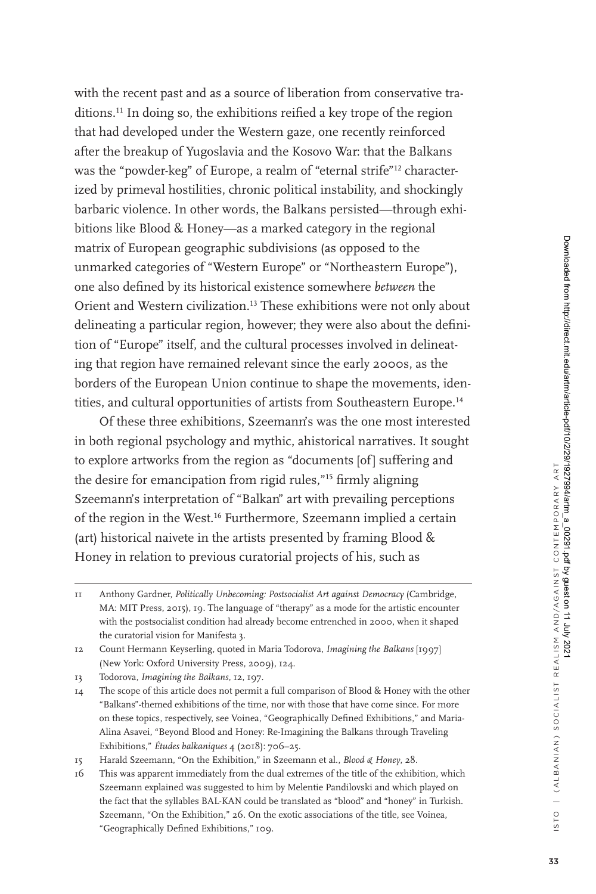with the recent past and as a source of liberation from conservative traditions.[11] In doing so, the exhibitions reified a key trope of the region that had developed under the Western gaze, one recently reinforced after the breakup of Yugoslavia and the Kosovo War: that the Balkans was the "powder-keg" of Europe, a realm of "eternal strife"[12] characterized by primeval hostilities, chronic political instability, and shockingly barbaric violence. In other words, the Balkans persisted—through exhibitions like Blood & Honey—as a marked category in the regional matrix of European geographic subdivisions (as opposed to the unmarked categories of "Western Europe" or "Northeastern Europe"), one also defined by its historical existence somewhere *between* the Orient and Western civilization.[13] These exhibitions were not only about delineating a particular region, however; they were also about the definition of "Europe" itself, and the cultural processes involved in delineating that region have remained relevant since the early 2000s, as the borders of the European Union continue to shape the movements, identities, and cultural opportunities of artists from Southeastern Europe.[14]

Of these three exhibitions, Szeemann's was the one most interested in both regional psychology and mythic, ahistorical narratives. It sought to explore artworks from the region as "documents [of] suffering and the desire for emancipation from rigid rules,"[15] firmly aligning Szeemann's interpretation of "Balkan" art with prevailing perceptions of the region in the West.[16] Furthermore, Szeemann implied a certain (art) historical naivete in the artists presented by framing Blood & Honey in relation to previous curatorial projects of his, such as

11 Anthony Gardner, *Politically Unbecoming: Postsocialist Art against Democracy* (Cambridge, MA: MIT Press, 2015), 19. The language of "therapy" as a mode for the artistic encounter with the postsocialist condition had already become entrenched in 2000, when it shaped the curatorial vision for Manifesta 3.

12 Count Hermann Keyserling, quoted in Maria Todorova, *Imagining the Balkans* [1997] (New York: Oxford University Press, 2009), 124.

13 Todorova, *Imagining the Balkans*, 12, 197.

14 The scope of this article does not permit a full comparison of Blood & Honey with the other "Balkans"-themed exhibitions of the time, nor with those that have come since. For more on these topics, respectively, see Voinea, "Geographically Defined Exhibitions," and Maria-Alina Asavei, "Beyond Blood and Honey: Re-Imagining the Balkans through Traveling Exhibitions," *Études balkaniques* 4 (2018): 706–25.

15 Harald Szeemann, "On the Exhibition," in Szeemann et al., *Blood & Honey*, 28.

16 This was apparent immediately from the dual extremes of the title of the exhibition, which Szeemann explained was suggested to him by Melentie Pandilovski and which played on the fact that the syllables BAL-KAN could be translated as "blood" and "honey" in Turkish. Szeemann, "On the Exhibition," 26. On the exotic associations of the title, see Voinea, "Geographically Defined Exhibitions," 109.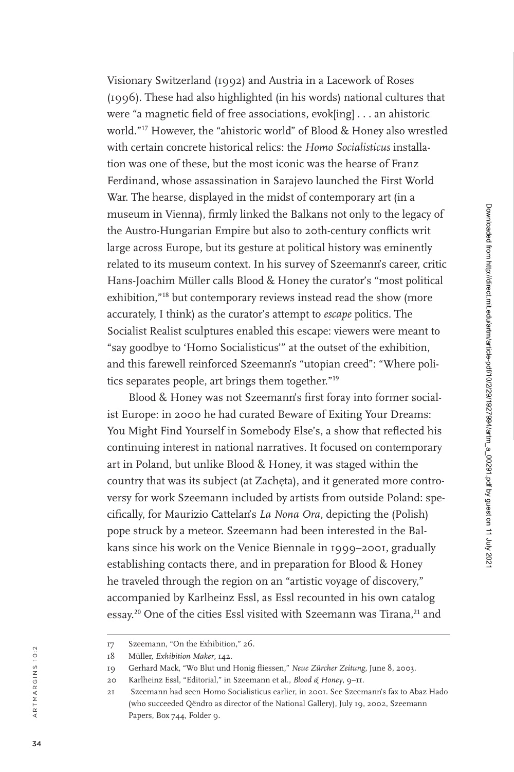Visionary Switzerland (1992) and Austria in a Lacework of Roses (1996). These had also highlighted (in his words) national cultures that were "a magnetic field of free associations, evok[ing] . . . an ahistoric world."[17] However, the "ahistoric world" of Blood & Honey also wrestled with certain concrete historical relics: the *Homo Socialisticus* installation was one of these, but the most iconic was the hearse of Franz Ferdinand, whose assassination in Sarajevo launched the First World War. The hearse, displayed in the midst of contemporary art (in a museum in Vienna), firmly linked the Balkans not only to the legacy of the Austro-Hungarian Empire but also to 20th-century conflicts writ large across Europe, but its gesture at political history was eminently related to its museum context. In his survey of Szeemann's career, critic Hans-Joachim Müller calls Blood & Honey the curator's "most political exhibition,"[18] but contemporary reviews instead read the show (more accurately, I think) as the curator's attempt to *escape* politics. The Socialist Realist sculptures enabled this escape: viewers were meant to "say goodbye to 'Homo Socialisticus'" at the outset of the exhibition, and this farewell reinforced Szeemann's "utopian creed": "Where politics separates people, art brings them together."[19]

Blood & Honey was not Szeemann's first foray into former socialist Europe: in 2000 he had curated Beware of Exiting Your Dreams: You Might Find Yourself in Somebody Else's, a show that reflected his continuing interest in national narratives. It focused on contemporary art in Poland, but unlike Blood & Honey, it was staged within the country that was its subject (at Zachęta), and it generated more controversy for work Szeemann included by artists from outside Poland: specifically, for Maurizio Cattelan's *La Nona Ora*, depicting the (Polish) pope struck by a meteor. Szeemann had been interested in the Balkans since his work on the Venice Biennale in 1999–2001, gradually establishing contacts there, and in preparation for Blood & Honey he traveled through the region on an "artistic voyage of discovery," accompanied by Karlheinz Essl, as Essl recounted in his own catalog essay.[20] One of the cities Essl visited with Szeemann was Tirana,[21] and

---

17 Szeemann, "On the Exhibition," 26.

18 Müller, *Exhibition Maker*, 142.

19 Gerhard Mack, "Wo Blut und Honig fliessen," *Neue Zürcher Zeitung*, June 8, 2003.

20 Karlheinz Essl, "Editorial," in Szeemann et al., *Blood & Honey*, 9–11.

21 Szeemann had seen Homo Socialisticus earlier, in 2001. See Szeemann's fax to Abaz Hado (who succeeded Qëndro as director of the National Gallery), July 19, 2002, Szeemann Papers, Box 744, Folder 9.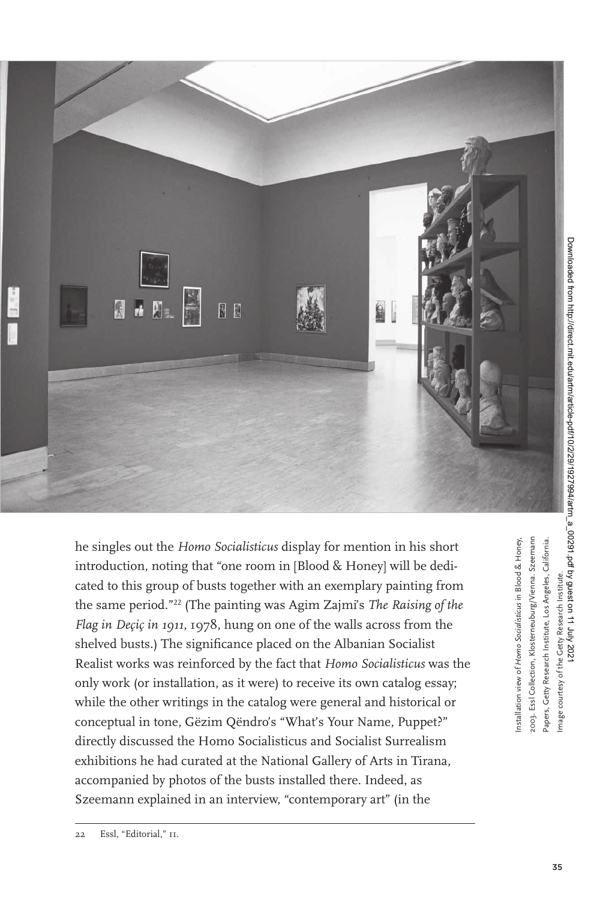he singles out the *Homo Socialisticus* display for mention in his short introduction, noting that "one room in [Blood & Honey] will be dedicated to this group of busts together with an exemplary painting from the same period."[22] (The painting was Agim Zajmi's *The Raising of the Flag in Deçiç in 1911*, 1978, hung on one of the walls across from the shelved busts.) The significance placed on the Albanian Socialist Realist works was reinforced by the fact that *Homo Socialisticus* was the only work (or installation, as it were) to receive its own catalog essay; while the other writings in the catalog were general and historical or conceptual in tone, Gëzim Qëndro's "What's Your Name, Puppet?" directly discussed the Homo Socialisticus and Socialist Surrealism exhibitions he had curated at the National Gallery of Arts in Tirana, accompanied by photos of the busts installed there. Indeed, as Szeemann explained in an interview, "contemporary art" (in the

Installation view of *Homo Socialisticus* in Blood & Honey, 2003. Essl Collection, Klosterneuburg/Vienna. Szeemann Papers, Getty Research Institute, Los Angeles, California. Image courtesy of the Getty Research Institute.

22 Essl, "Editorial," 11.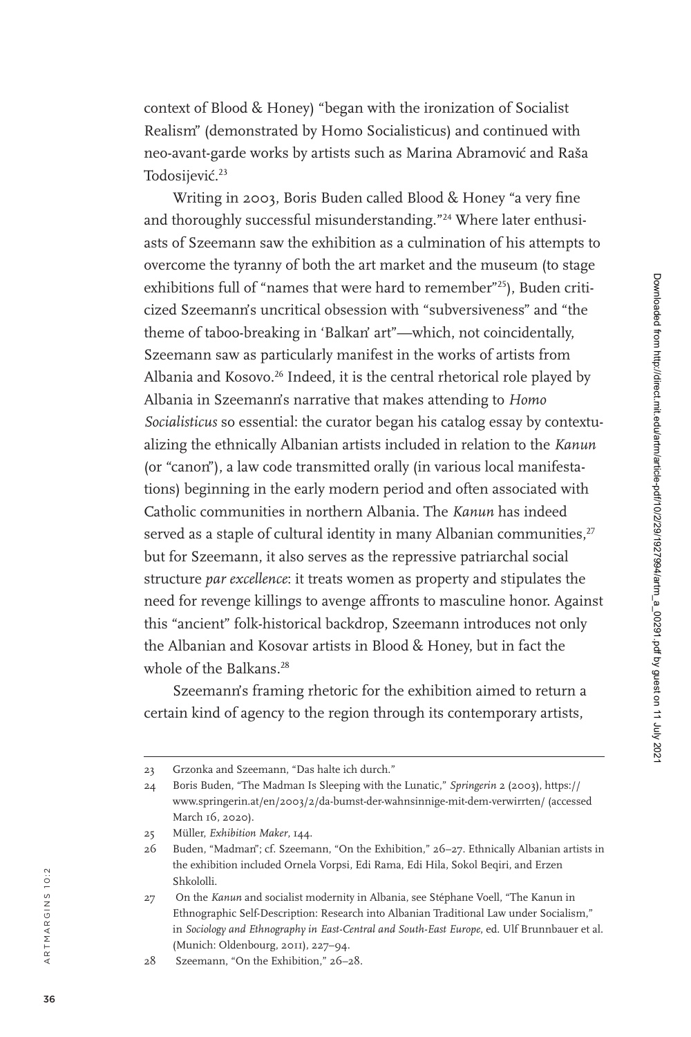context of Blood & Honey) "began with the ironization of Socialist Realism" (demonstrated by Homo Socialisticus) and continued with neo-avant-garde works by artists such as Marina Abramović and Raša Todosijević.[23]

Writing in 2003, Boris Buden called Blood & Honey "a very fine and thoroughly successful misunderstanding."[24] Where later enthusiasts of Szeemann saw the exhibition as a culmination of his attempts to overcome the tyranny of both the art market and the museum (to stage exhibitions full of "names that were hard to remember"[25]), Buden criticized Szeemann's uncritical obsession with "subversiveness" and "the theme of taboo-breaking in 'Balkan' art"—which, not coincidentally, Szeemann saw as particularly manifest in the works of artists from Albania and Kosovo.[26] Indeed, it is the central rhetorical role played by Albania in Szeemann's narrative that makes attending to *Homo Socialisticus* so essential: the curator began his catalog essay by contextualizing the ethnically Albanian artists included in relation to the *Kanun* (or "canon"), a law code transmitted orally (in various local manifestations) beginning in the early modern period and often associated with Catholic communities in northern Albania. The *Kanun* has indeed served as a staple of cultural identity in many Albanian communities,[27] but for Szeemann, it also serves as the repressive patriarchal social structure *par excellence*: it treats women as property and stipulates the need for revenge killings to avenge affronts to masculine honor. Against this "ancient" folk-historical backdrop, Szeemann introduces not only the Albanian and Kosovar artists in Blood & Honey, but in fact the whole of the Balkans.[28]

Szeemann's framing rhetoric for the exhibition aimed to return a certain kind of agency to the region through its contemporary artists,

---

23 Grzonka and Szeemann, "Das halte ich durch."

24 Boris Buden, "The Madman Is Sleeping with the Lunatic," *Springerin* 2 (2003), https://www.springerin.at/en/2003/2/da-bumst-der-wahnsinnige-mit-dem-verwirrten/ (accessed March 16, 2020).

25 Müller, *Exhibition Maker*, 144.

26 Buden, "Madman"; cf. Szeemann, "On the Exhibition," 26–27. Ethnically Albanian artists in the exhibition included Ornela Vorpsi, Edi Rama, Edi Hila, Sokol Beqiri, and Erzen Shkololli.

27 On the *Kanun* and socialist modernity in Albania, see Stéphane Voell, "The Kanun in Ethnographic Self-Description: Research into Albanian Traditional Law under Socialism," in *Sociology and Ethnography in East-Central and South-East Europe*, ed. Ulf Brunnbauer et al. (Munich: Oldenbourg, 2011), 227–94.

28 Szeemann, "On the Exhibition," 26–28.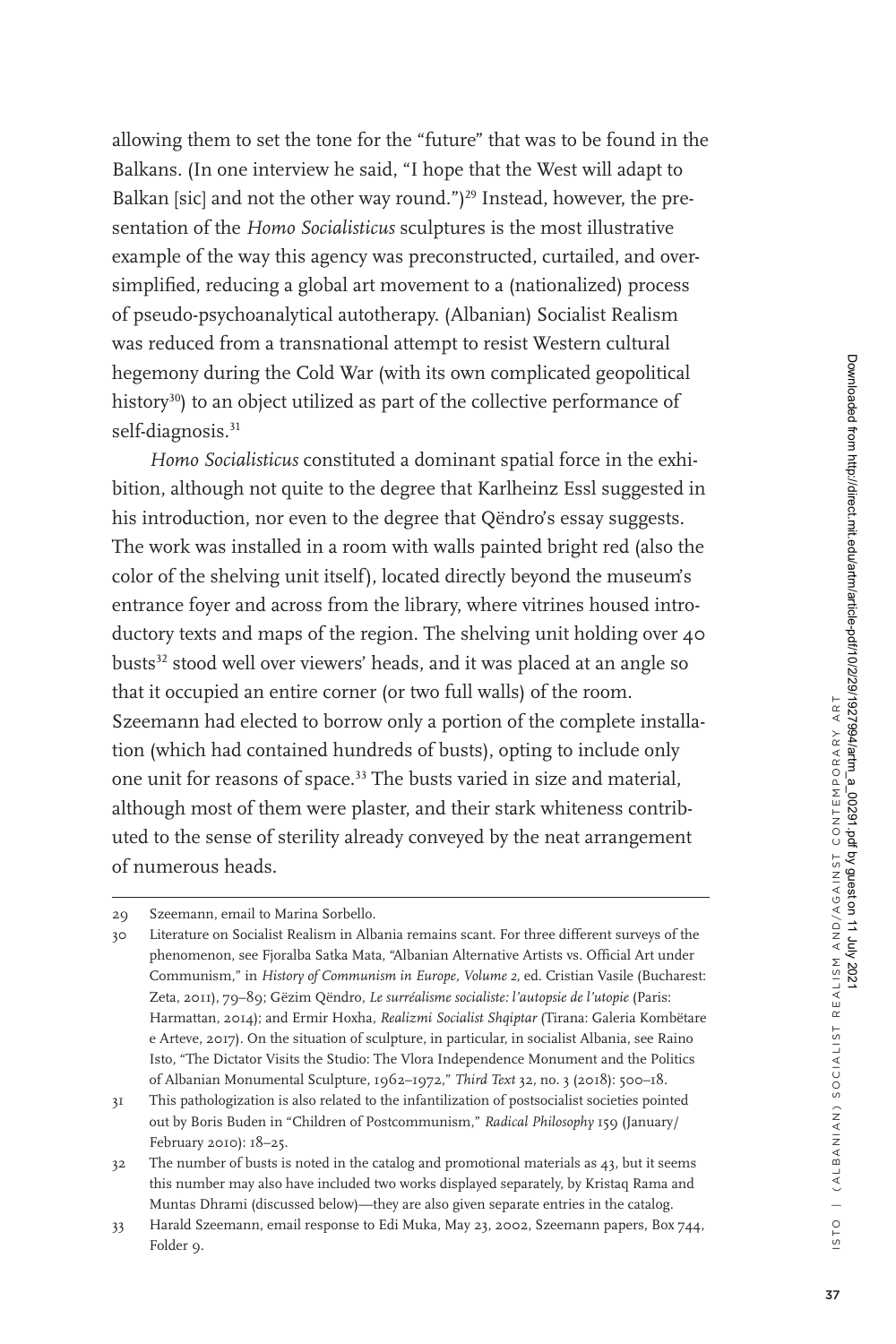allowing them to set the tone for the "future" that was to be found in the Balkans. (In one interview he said, "I hope that the West will adapt to Balkan [sic] and not the other way round.")[29] Instead, however, the presentation of the *Homo Socialisticus* sculptures is the most illustrative example of the way this agency was preconstructed, curtailed, and oversimplified, reducing a global art movement to a (nationalized) process of pseudo-psychoanalytical autotherapy. (Albanian) Socialist Realism was reduced from a transnational attempt to resist Western cultural hegemony during the Cold War (with its own complicated geopolitical history[30]) to an object utilized as part of the collective performance of self-diagnosis.[31]

*Homo Socialisticus* constituted a dominant spatial force in the exhibition, although not quite to the degree that Karlheinz Essl suggested in his introduction, nor even to the degree that Qëndro's essay suggests. The work was installed in a room with walls painted bright red (also the color of the shelving unit itself), located directly beyond the museum's entrance foyer and across from the library, where vitrines housed introductory texts and maps of the region. The shelving unit holding over 40 busts[32] stood well over viewers' heads, and it was placed at an angle so that it occupied an entire corner (or two full walls) of the room. Szeemann had elected to borrow only a portion of the complete installation (which had contained hundreds of busts), opting to include only one unit for reasons of space.[33] The busts varied in size and material, although most of them were plaster, and their stark whiteness contributed to the sense of sterility already conveyed by the neat arrangement of numerous heads.

29 Szeemann, email to Marina Sorbello.

30 Literature on Socialist Realism in Albania remains scant. For three different surveys of the phenomenon, see Fjoralba Satka Mata, "Albanian Alternative Artists vs. Official Art under Communism," in *History of Communism in Europe, Volume 2*, ed. Cristian Vasile (Bucharest: Zeta, 2011), 79–89; Gëzim Qëndro, *Le surréalisme socialiste: l'autopsie de l'utopie* (Paris: Harmattan, 2014); and Ermir Hoxha, *Realizmi Socialist Shqiptar* (Tirana: Galeria Kombëtare e Arteve, 2017). On the situation of sculpture, in particular, in socialist Albania, see Raino Isto, "The Dictator Visits the Studio: The Vlora Independence Monument and the Politics of Albanian Monumental Sculpture, 1962–1972," *Third Text* 32, no. 3 (2018): 500–18.

31 This pathologization is also related to the infantilization of postsocialist societies pointed out by Boris Buden in "Children of Postcommunism," *Radical Philosophy* 159 (January/February 2010): 18–25.

32 The number of busts is noted in the catalog and promotional materials as 43, but it seems this number may also have included two works displayed separately, by Kristaq Rama and Muntas Dhrami (discussed below)—they are also given separate entries in the catalog.

33 Harald Szeemann, email response to Edi Muka, May 23, 2002, Szeemann papers, Box 744, Folder 9.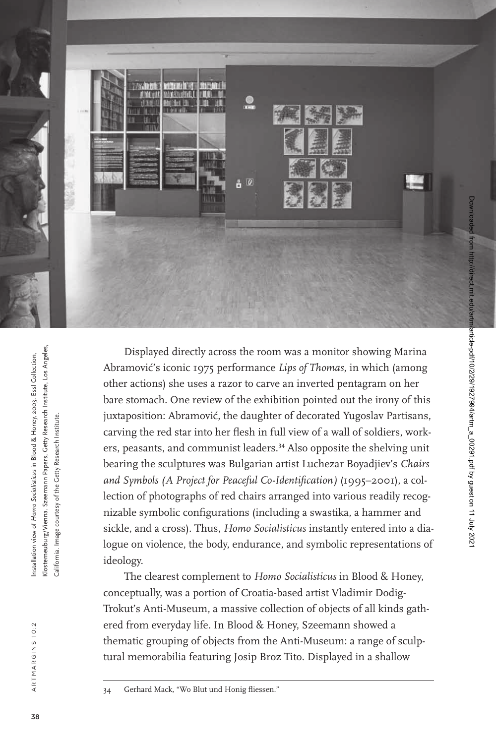Installation view of *Homo Socialisticus* in Blood & Honey, 2003. Essl Collection, Klosterneuburg/Vienna. Szeemann Papers, Getty Research Institute, Los Angeles, California. Image courtesy of the Getty Research Institute.

Displayed directly across the room was a monitor showing Marina Abramović's iconic 1975 performance *Lips of Thomas*, in which (among other actions) she uses a razor to carve an inverted pentagram on her bare stomach. One review of the exhibition pointed out the irony of this juxtaposition: Abramović, the daughter of decorated Yugoslav Partisans, carving the red star into her flesh in full view of a wall of soldiers, workers, peasants, and communist leaders.[34] Also opposite the shelving unit bearing the sculptures was Bulgarian artist Luchezar Boyadjiev's *Chairs and Symbols (A Project for Peaceful Co-Identification)* (1995–2001), a collection of photographs of red chairs arranged into various readily recognizable symbolic configurations (including a swastika, a hammer and sickle, and a cross). Thus, *Homo Socialisticus* instantly entered into a dialogue on violence, the body, endurance, and symbolic representations of ideology.

The clearest complement to *Homo Socialisticus* in Blood & Honey, conceptually, was a portion of Croatia-based artist Vladimir Dodig-Trokut's Anti-Museum, a massive collection of objects of all kinds gathered from everyday life. In Blood & Honey, Szeemann showed a thematic grouping of objects from the Anti-Museum: a range of sculptural memorabilia featuring Josip Broz Tito. Displayed in a shallow

34 Gerhard Mack, "Wo Blut und Honig fliessen."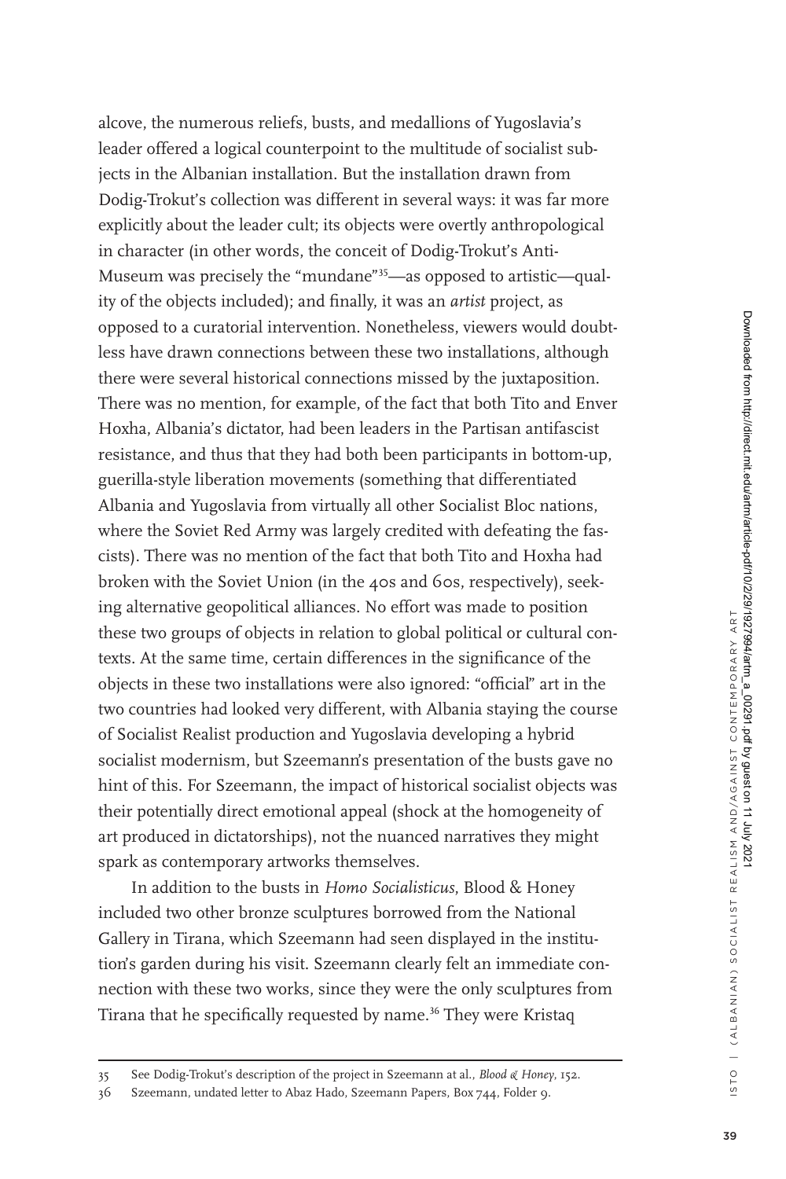alcove, the numerous reliefs, busts, and medallions of Yugoslavia's leader offered a logical counterpoint to the multitude of socialist subjects in the Albanian installation. But the installation drawn from Dodig-Trokut's collection was different in several ways: it was far more explicitly about the leader cult; its objects were overtly anthropological in character (in other words, the conceit of Dodig-Trokut's Anti-Museum was precisely the "mundane"[35]—as opposed to artistic—quality of the objects included); and finally, it was an *artist* project, as opposed to a curatorial intervention. Nonetheless, viewers would doubtless have drawn connections between these two installations, although there were several historical connections missed by the juxtaposition. There was no mention, for example, of the fact that both Tito and Enver Hoxha, Albania's dictator, had been leaders in the Partisan antifascist resistance, and thus that they had both been participants in bottom-up, guerilla-style liberation movements (something that differentiated Albania and Yugoslavia from virtually all other Socialist Bloc nations, where the Soviet Red Army was largely credited with defeating the fascists). There was no mention of the fact that both Tito and Hoxha had broken with the Soviet Union (in the 40s and 60s, respectively), seeking alternative geopolitical alliances. No effort was made to position these two groups of objects in relation to global political or cultural contexts. At the same time, certain differences in the significance of the objects in these two installations were also ignored: "official" art in the two countries had looked very different, with Albania staying the course of Socialist Realist production and Yugoslavia developing a hybrid socialist modernism, but Szeemann's presentation of the busts gave no hint of this. For Szeemann, the impact of historical socialist objects was their potentially direct emotional appeal (shock at the homogeneity of art produced in dictatorships), not the nuanced narratives they might spark as contemporary artworks themselves.

In addition to the busts in *Homo Socialisticus*, Blood & Honey included two other bronze sculptures borrowed from the National Gallery in Tirana, which Szeemann had seen displayed in the institution's garden during his visit. Szeemann clearly felt an immediate connection with these two works, since they were the only sculptures from Tirana that he specifically requested by name.[36] They were Kristaq

---

35 See Dodig-Trokut's description of the project in Szeemann at al., *Blood & Honey*, 152.

36 Szeemann, undated letter to Abaz Hado, Szeemann Papers, Box 744, Folder 9.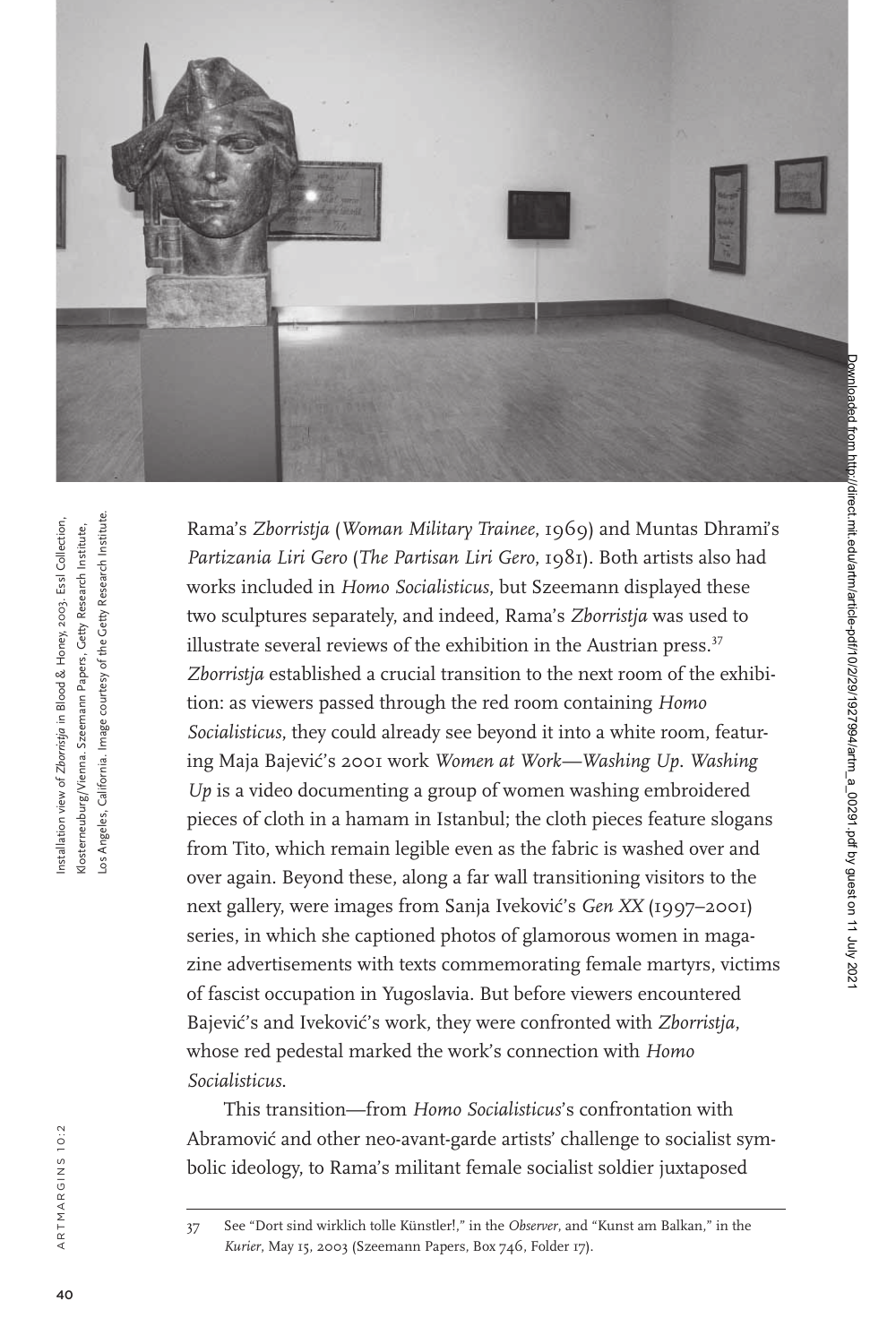Installation view of *Zborristja* in Blood & Honey, 2003. Essl Collection, Klosterneuburg/Vienna. Szeemann Papers, Getty Research Institute, Los Angeles, California. Image courtesy of the Getty Research Institute.

Rama's *Zborristja* (*Woman Military Trainee*, 1969) and Muntas Dhrami's *Partizania Liri Gero* (*The Partisan Liri Gero*, 1981). Both artists also had works included in *Homo Socialisticus*, but Szeemann displayed these two sculptures separately, and indeed, Rama's *Zborristja* was used to illustrate several reviews of the exhibition in the Austrian press.[37] *Zborristja* established a crucial transition to the next room of the exhibition: as viewers passed through the red room containing *Homo Socialisticus*, they could already see beyond it into a white room, featuring Maja Bajević's 2001 work *Women at Work—Washing Up*. *Washing Up* is a video documenting a group of women washing embroidered pieces of cloth in a hamam in Istanbul; the cloth pieces feature slogans from Tito, which remain legible even as the fabric is washed over and over again. Beyond these, along a far wall transitioning visitors to the next gallery, were images from Sanja Iveković's *Gen XX* (1997–2001) series, in which she captioned photos of glamorous women in magazine advertisements with texts commemorating female martyrs, victims of fascist occupation in Yugoslavia. But before viewers encountered Bajević's and Iveković's work, they were confronted with *Zborristja*, whose red pedestal marked the work's connection with *Homo Socialisticus*.

This transition—from *Homo Socialisticus*'s confrontation with Abramović and other neo-avant-garde artists' challenge to socialist symbolic ideology, to Rama's militant female socialist soldier juxtaposed

37 See "Dort sind wirklich tolle Künstler!," in the *Observer*, and "Kunst am Balkan," in the *Kurier*, May 15, 2003 (Szeemann Papers, Box 746, Folder 17).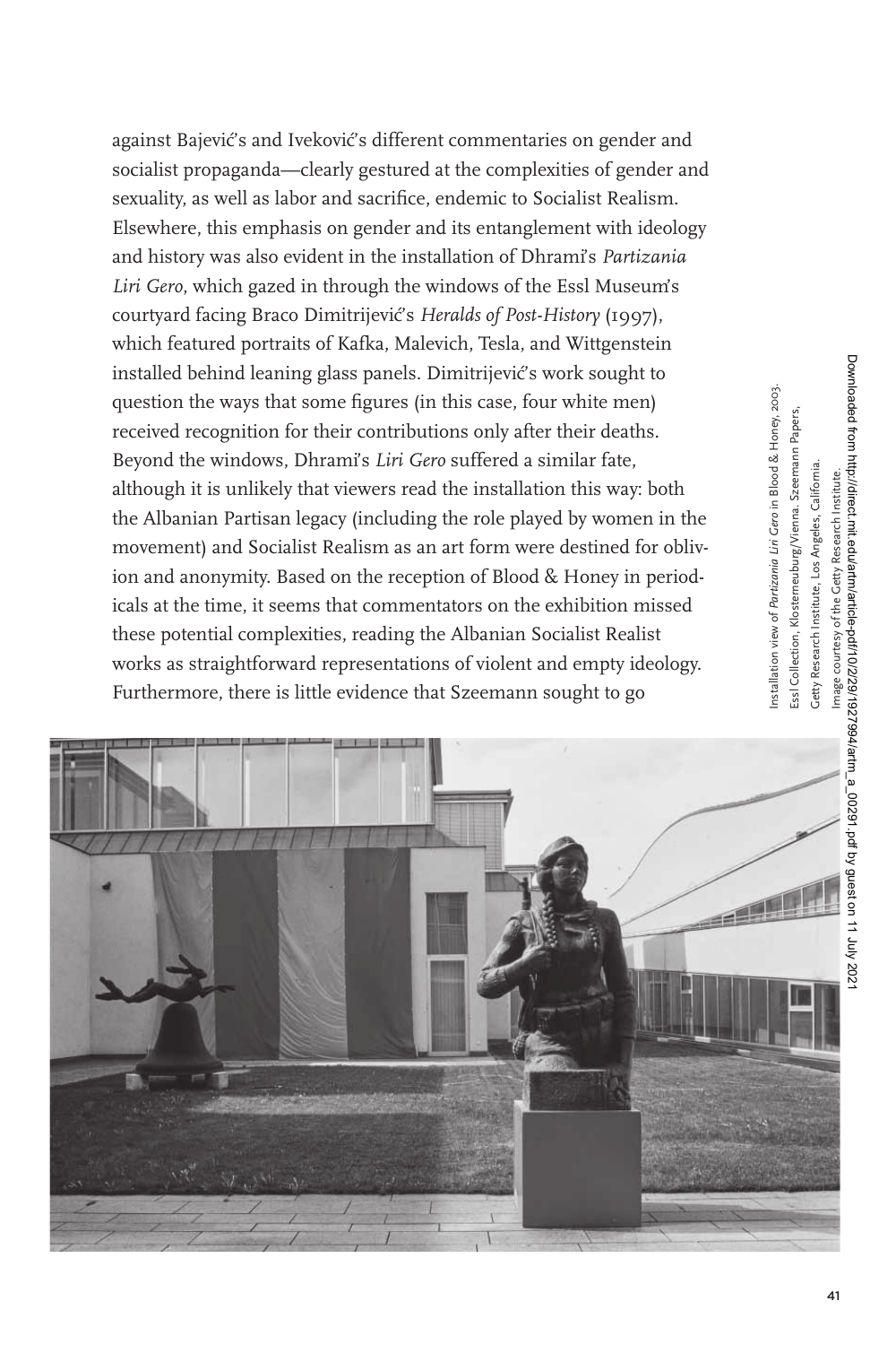against Bajević's and Iveković's different commentaries on gender and socialist propaganda—clearly gestured at the complexities of gender and sexuality, as well as labor and sacrifice, endemic to Socialist Realism. Elsewhere, this emphasis on gender and its entanglement with ideology and history was also evident in the installation of Dhrami's *Partizania Liri Gero*, which gazed in through the windows of the Essl Museum's courtyard facing Braco Dimitrijević's *Heralds of Post-History* (1997), which featured portraits of Kafka, Malevich, Tesla, and Wittgenstein installed behind leaning glass panels. Dimitrijević's work sought to question the ways that some figures (in this case, four white men) received recognition for their contributions only after their deaths. Beyond the windows, Dhrami's *Liri Gero* suffered a similar fate, although it is unlikely that viewers read the installation this way: both the Albanian Partisan legacy (including the role played by women in the movement) and Socialist Realism as an art form were destined for oblivion and anonymity. Based on the reception of Blood & Honey in periodicals at the time, it seems that commentators on the exhibition missed these potential complexities, reading the Albanian Socialist Realist works as straightforward representations of violent and empty ideology. Furthermore, there is little evidence that Szeemann sought to go

Installation view of *Partizania Liri Gero* in Blood & Honey, 2003. Essl Collection, Klosterneuburg/Vienna. Szeemann Papers, Getty Research Institute, Los Angeles, California. Image courtesy of the Getty Research Institute.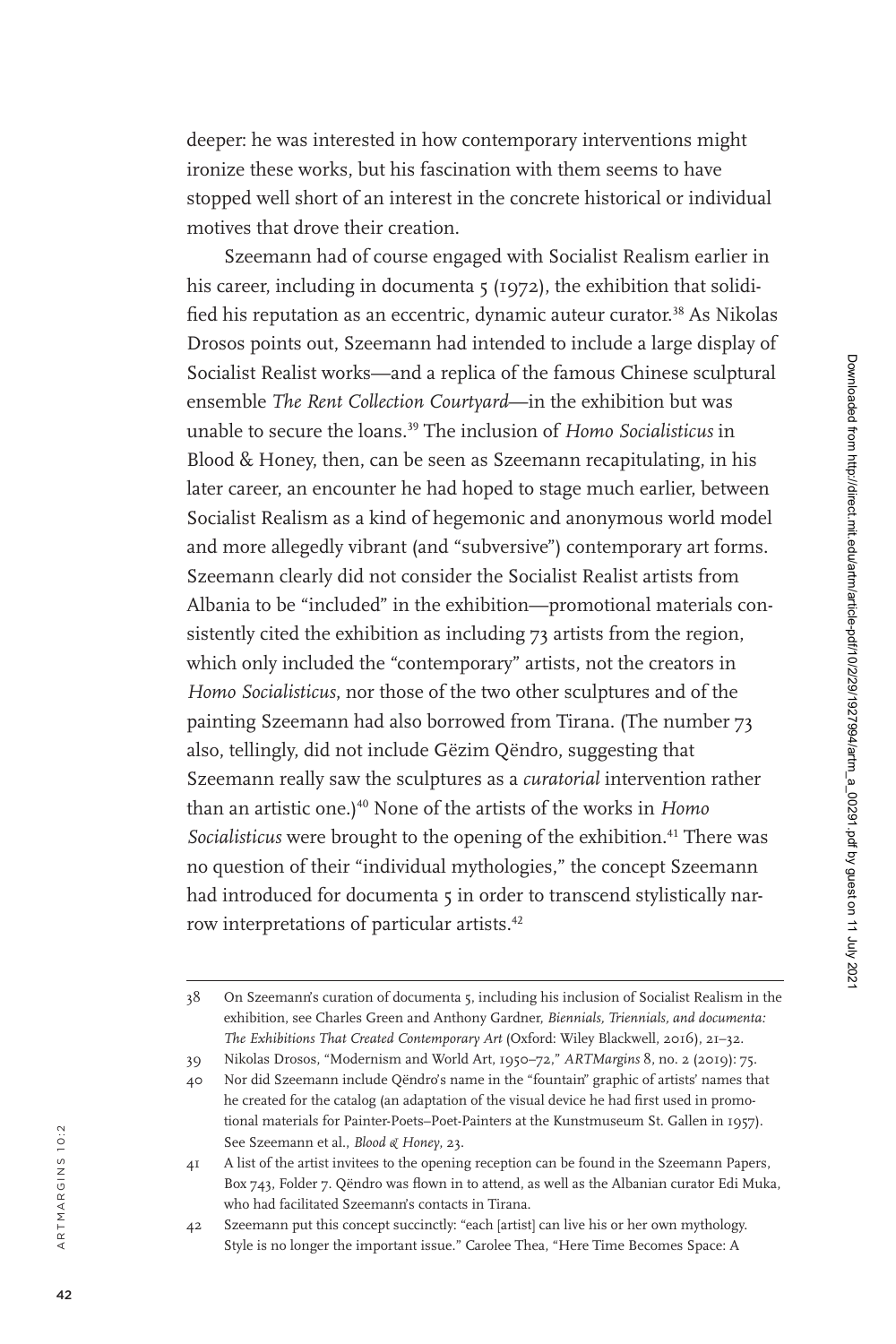deeper: he was interested in how contemporary interventions might ironize these works, but his fascination with them seems to have stopped well short of an interest in the concrete historical or individual motives that drove their creation.

Szeemann had of course engaged with Socialist Realism earlier in his career, including in documenta 5 (1972), the exhibition that solidified his reputation as an eccentric, dynamic auteur curator.[38] As Nikolas Drosos points out, Szeemann had intended to include a large display of Socialist Realist works—and a replica of the famous Chinese sculptural ensemble *The Rent Collection Courtyard*—in the exhibition but was unable to secure the loans.[39] The inclusion of *Homo Socialisticus* in Blood & Honey, then, can be seen as Szeemann recapitulating, in his later career, an encounter he had hoped to stage much earlier, between Socialist Realism as a kind of hegemonic and anonymous world model and more allegedly vibrant (and "subversive") contemporary art forms. Szeemann clearly did not consider the Socialist Realist artists from Albania to be "included" in the exhibition—promotional materials consistently cited the exhibition as including 73 artists from the region, which only included the "contemporary" artists, not the creators in *Homo Socialisticus*, nor those of the two other sculptures and of the painting Szeemann had also borrowed from Tirana. (The number 73 also, tellingly, did not include Gëzim Qëndro, suggesting that Szeemann really saw the sculptures as a *curatorial* intervention rather than an artistic one.)[40] None of the artists of the works in *Homo Socialisticus* were brought to the opening of the exhibition.[41] There was no question of their "individual mythologies," the concept Szeemann had introduced for documenta 5 in order to transcend stylistically narrow interpretations of particular artists.[42]

---

38 On Szeemann's curation of documenta 5, including his inclusion of Socialist Realism in the exhibition, see Charles Green and Anthony Gardner, *Biennials, Triennials, and documenta: The Exhibitions That Created Contemporary Art* (Oxford: Wiley Blackwell, 2016), 21–32.

39 Nikolas Drosos, "Modernism and World Art, 1950–72," *ARTMargins* 8, no. 2 (2019): 75.

40 Nor did Szeemann include Qëndro's name in the "fountain" graphic of artists' names that he created for the catalog (an adaptation of the visual device he had first used in promotional materials for Painter-Poets–Poet-Painters at the Kunstmuseum St. Gallen in 1957). See Szeemann et al., *Blood & Honey*, 23.

41 A list of the artist invitees to the opening reception can be found in the Szeemann Papers, Box 743, Folder 7. Qëndro was flown in to attend, as well as the Albanian curator Edi Muka, who had facilitated Szeemann's contacts in Tirana.

42 Szeemann put this concept succinctly: "each [artist] can live his or her own mythology. Style is no longer the important issue." Carolee Thea, "Here Time Becomes Space: A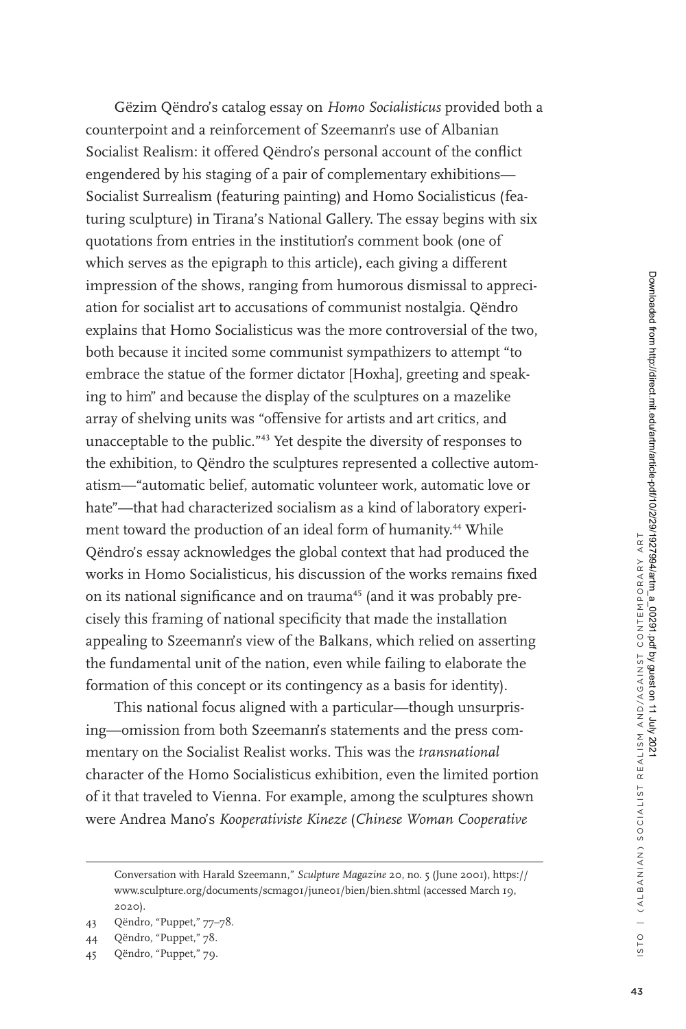Gëzim Qëndro's catalog essay on *Homo Socialisticus* provided both a counterpoint and a reinforcement of Szeemann's use of Albanian Socialist Realism: it offered Qëndro's personal account of the conflict engendered by his staging of a pair of complementary exhibitions—Socialist Surrealism (featuring painting) and Homo Socialisticus (featuring sculpture) in Tirana's National Gallery. The essay begins with six quotations from entries in the institution's comment book (one of which serves as the epigraph to this article), each giving a different impression of the shows, ranging from humorous dismissal to appreciation for socialist art to accusations of communist nostalgia. Qëndro explains that Homo Socialisticus was the more controversial of the two, both because it incited some communist sympathizers to attempt "to embrace the statue of the former dictator [Hoxha], greeting and speaking to him" and because the display of the sculptures on a mazelike array of shelving units was "offensive for artists and art critics, and unacceptable to the public."[43] Yet despite the diversity of responses to the exhibition, to Qëndro the sculptures represented a collective automatism—"automatic belief, automatic volunteer work, automatic love or hate"—that had characterized socialism as a kind of laboratory experiment toward the production of an ideal form of humanity.[44] While Qëndro's essay acknowledges the global context that had produced the works in Homo Socialisticus, his discussion of the works remains fixed on its national significance and on trauma[45] (and it was probably precisely this framing of national specificity that made the installation appealing to Szeemann's view of the Balkans, which relied on asserting the fundamental unit of the nation, even while failing to elaborate the formation of this concept or its contingency as a basis for identity).

This national focus aligned with a particular—though unsurprising—omission from both Szeemann's statements and the press commentary on the Socialist Realist works. This was the *transnational* character of the Homo Socialisticus exhibition, even the limited portion of it that traveled to Vienna. For example, among the sculptures shown were Andrea Mano's *Kooperativiste Kineze* (*Chinese Woman Cooperative*

---

Conversation with Harald Szeemann," *Sculpture Magazine* 20, no. 5 (June 2001), https://www.sculpture.org/documents/scmag01/june01/bien/bien.shtml (accessed March 19, 2020).

43 Qëndro, "Puppet," 77–78.

44 Qëndro, "Puppet," 78.

45 Qëndro, "Puppet," 79.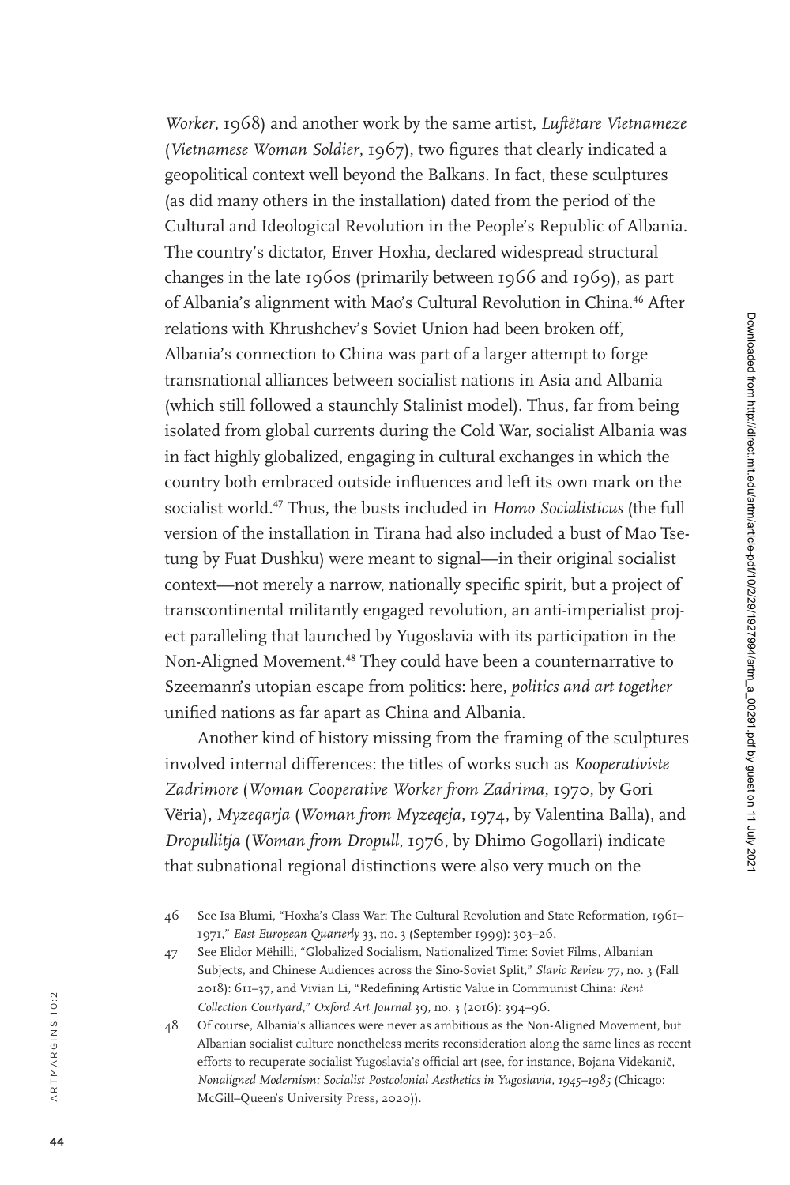*Worker*, 1968) and another work by the same artist, *Luftëtare Vietnameze* (*Vietnamese Woman Soldier*, 1967), two figures that clearly indicated a geopolitical context well beyond the Balkans. In fact, these sculptures (as did many others in the installation) dated from the period of the Cultural and Ideological Revolution in the People's Republic of Albania. The country's dictator, Enver Hoxha, declared widespread structural changes in the late 1960s (primarily between 1966 and 1969), as part of Albania's alignment with Mao's Cultural Revolution in China.[46] After relations with Khrushchev's Soviet Union had been broken off, Albania's connection to China was part of a larger attempt to forge transnational alliances between socialist nations in Asia and Albania (which still followed a staunchly Stalinist model). Thus, far from being isolated from global currents during the Cold War, socialist Albania was in fact highly globalized, engaging in cultural exchanges in which the country both embraced outside influences and left its own mark on the socialist world.[47] Thus, the busts included in *Homo Socialisticus* (the full version of the installation in Tirana had also included a bust of Mao Tse-tung by Fuat Dushku) were meant to signal—in their original socialist context—not merely a narrow, nationally specific spirit, but a project of transcontinental militantly engaged revolution, an anti-imperialist project paralleling that launched by Yugoslavia with its participation in the Non-Aligned Movement.[48] They could have been a counternarrative to Szeemann's utopian escape from politics: here, *politics and art together* unified nations as far apart as China and Albania.

Another kind of history missing from the framing of the sculptures involved internal differences: the titles of works such as *Kooperativiste Zadrimore* (*Woman Cooperative Worker from Zadrima*, 1970, by Gori Vëria), *Myzeqarja* (*Woman from Myzeqeja*, 1974, by Valentina Balla), and *Dropullitja* (*Woman from Dropull*, 1976, by Dhimo Gogollari) indicate that subnational regional distinctions were also very much on the

---

46 See Isa Blumi, "Hoxha's Class War: The Cultural Revolution and State Reformation, 1961–1971," *East European Quarterly* 33, no. 3 (September 1999): 303–26.

47 See Elidor Mëhilli, "Globalized Socialism, Nationalized Time: Soviet Films, Albanian Subjects, and Chinese Audiences across the Sino-Soviet Split," *Slavic Review* 77, no. 3 (Fall 2018): 611–37, and Vivian Li, "Redefining Artistic Value in Communist China: *Rent Collection Courtyard*," *Oxford Art Journal* 39, no. 3 (2016): 394–96.

48 Of course, Albania's alliances were never as ambitious as the Non-Aligned Movement, but Albanian socialist culture nonetheless merits reconsideration along the same lines as recent efforts to recuperate socialist Yugoslavia's official art (see, for instance, Bojana Videkanič, *Nonaligned Modernism: Socialist Postcolonial Aesthetics in Yugoslavia, 1945–1985* (Chicago: McGill–Queen's University Press, 2020)).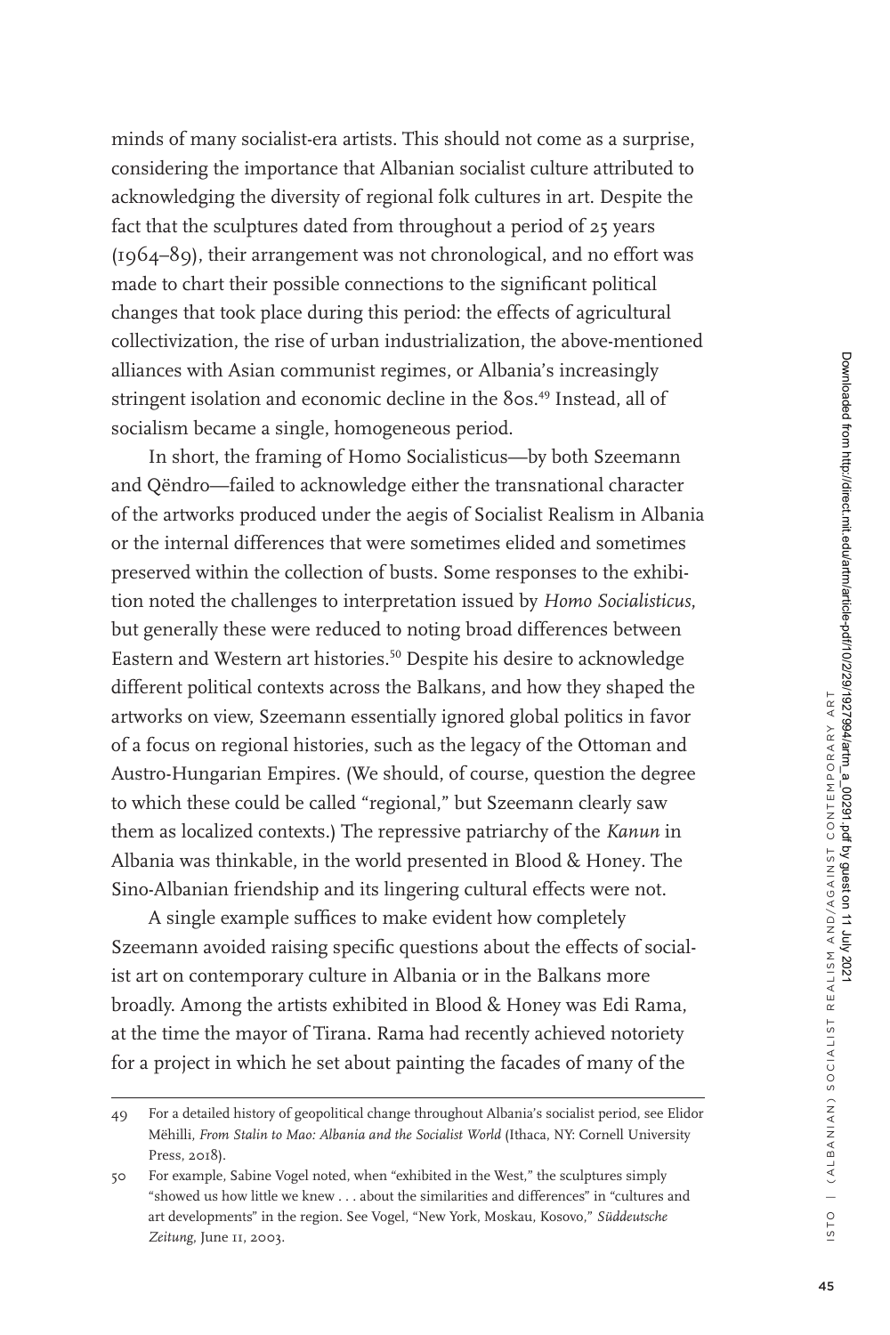minds of many socialist-era artists. This should not come as a surprise, considering the importance that Albanian socialist culture attributed to acknowledging the diversity of regional folk cultures in art. Despite the fact that the sculptures dated from throughout a period of 25 years (1964–89), their arrangement was not chronological, and no effort was made to chart their possible connections to the significant political changes that took place during this period: the effects of agricultural collectivization, the rise of urban industrialization, the above-mentioned alliances with Asian communist regimes, or Albania's increasingly stringent isolation and economic decline in the 80s.[49] Instead, all of socialism became a single, homogeneous period.

In short, the framing of Homo Socialisticus—by both Szeemann and Qëndro—failed to acknowledge either the transnational character of the artworks produced under the aegis of Socialist Realism in Albania or the internal differences that were sometimes elided and sometimes preserved within the collection of busts. Some responses to the exhibition noted the challenges to interpretation issued by *Homo Socialisticus*, but generally these were reduced to noting broad differences between Eastern and Western art histories.[50] Despite his desire to acknowledge different political contexts across the Balkans, and how they shaped the artworks on view, Szeemann essentially ignored global politics in favor of a focus on regional histories, such as the legacy of the Ottoman and Austro-Hungarian Empires. (We should, of course, question the degree to which these could be called "regional," but Szeemann clearly saw them as localized contexts.) The repressive patriarchy of the *Kanun* in Albania was thinkable, in the world presented in Blood & Honey. The Sino-Albanian friendship and its lingering cultural effects were not.

A single example suffices to make evident how completely Szeemann avoided raising specific questions about the effects of socialist art on contemporary culture in Albania or in the Balkans more broadly. Among the artists exhibited in Blood & Honey was Edi Rama, at the time the mayor of Tirana. Rama had recently achieved notoriety for a project in which he set about painting the facades of many of the

49 For a detailed history of geopolitical change throughout Albania's socialist period, see Elidor Mëhilli, *From Stalin to Mao: Albania and the Socialist World* (Ithaca, NY: Cornell University Press, 2018).

50 For example, Sabine Vogel noted, when "exhibited in the West," the sculptures simply "showed us how little we knew . . . about the similarities and differences" in "cultures and art developments" in the region. See Vogel, "New York, Moskau, Kosovo," *Süddeutsche Zeitung*, June 11, 2003.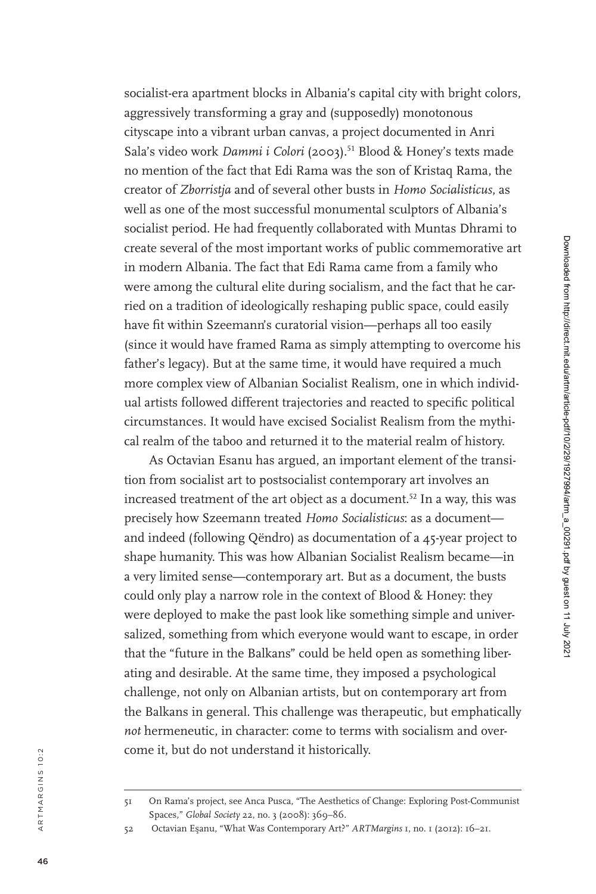socialist-era apartment blocks in Albania's capital city with bright colors, aggressively transforming a gray and (supposedly) monotonous cityscape into a vibrant urban canvas, a project documented in Anri Sala's video work *Dammi i Colori* (2003).[51] Blood & Honey's texts made no mention of the fact that Edi Rama was the son of Kristaq Rama, the creator of *Zborristja* and of several other busts in *Homo Socialisticus*, as well as one of the most successful monumental sculptors of Albania's socialist period. He had frequently collaborated with Muntas Dhrami to create several of the most important works of public commemorative art in modern Albania. The fact that Edi Rama came from a family who were among the cultural elite during socialism, and the fact that he carried on a tradition of ideologically reshaping public space, could easily have fit within Szeemann's curatorial vision—perhaps all too easily (since it would have framed Rama as simply attempting to overcome his father's legacy). But at the same time, it would have required a much more complex view of Albanian Socialist Realism, one in which individual artists followed different trajectories and reacted to specific political circumstances. It would have excised Socialist Realism from the mythical realm of the taboo and returned it to the material realm of history.

As Octavian Esanu has argued, an important element of the transition from socialist art to postsocialist contemporary art involves an increased treatment of the art object as a document.[52] In a way, this was precisely how Szeemann treated *Homo Socialisticus*: as a document—and indeed (following Qëndro) as documentation of a 45-year project to shape humanity. This was how Albanian Socialist Realism became—in a very limited sense—contemporary art. But as a document, the busts could only play a narrow role in the context of Blood & Honey: they were deployed to make the past look like something simple and universalized, something from which everyone would want to escape, in order that the "future in the Balkans" could be held open as something liberating and desirable. At the same time, they imposed a psychological challenge, not only on Albanian artists, but on contemporary art from the Balkans in general. This challenge was therapeutic, but emphatically *not* hermeneutic, in character: come to terms with socialism and overcome it, but do not understand it historically.

---

51 On Rama's project, see Anca Pusca, "The Aesthetics of Change: Exploring Post-Communist Spaces," *Global Society* 22, no. 3 (2008): 369–86.

52 Octavian Eşanu, "What Was Contemporary Art?" *ARTMargins* 1, no. 1 (2012): 16–21.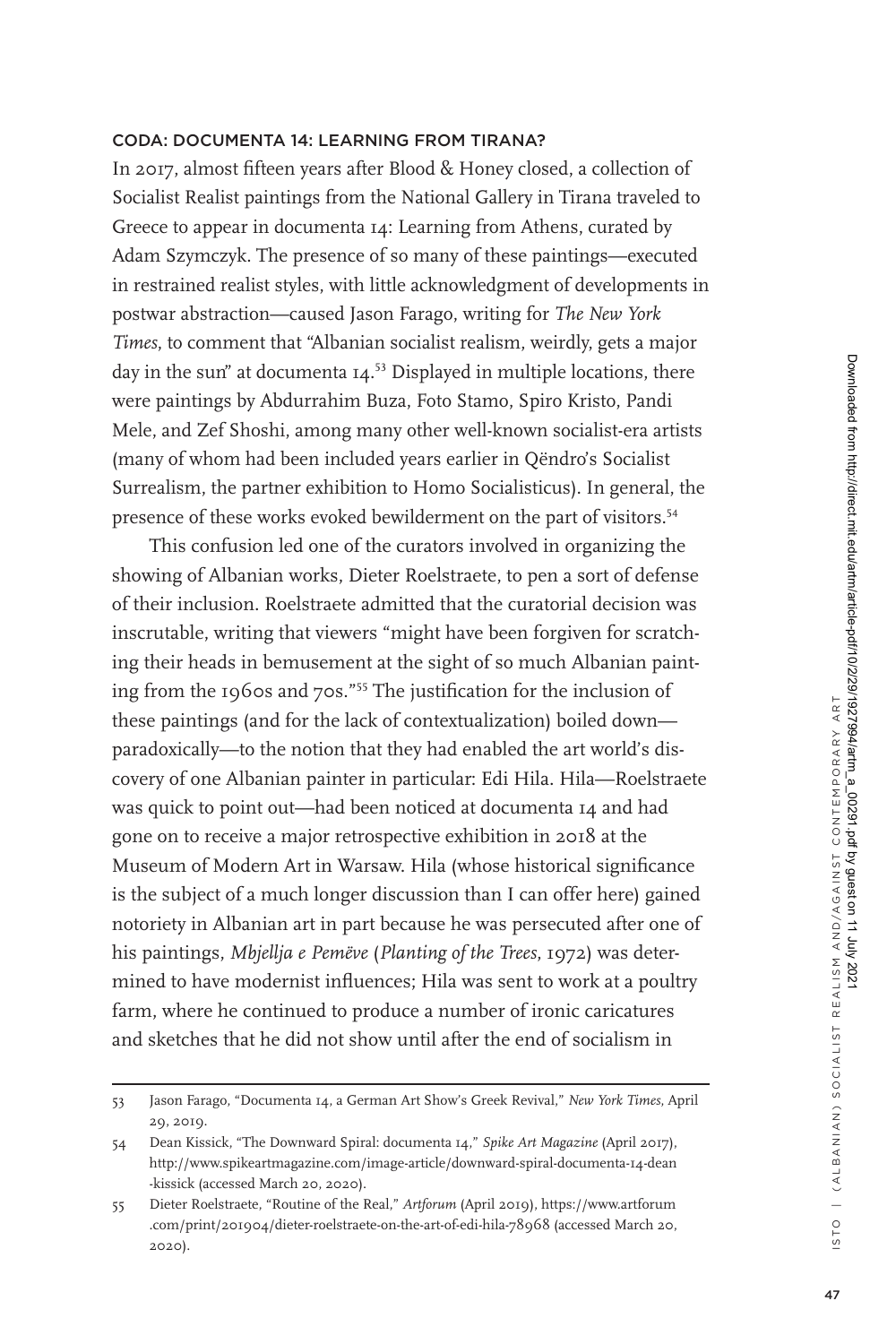### CODA: DOCUMENTA 14: LEARNING FROM TIRANA?

In 2017, almost fifteen years after Blood & Honey closed, a collection of Socialist Realist paintings from the National Gallery in Tirana traveled to Greece to appear in documenta 14: Learning from Athens, curated by Adam Szymczyk. The presence of so many of these paintings—executed in restrained realist styles, with little acknowledgment of developments in postwar abstraction—caused Jason Farago, writing for *The New York Times*, to comment that "Albanian socialist realism, weirdly, gets a major day in the sun" at documenta 14.[53] Displayed in multiple locations, there were paintings by Abdurrahim Buza, Foto Stamo, Spiro Kristo, Pandi Mele, and Zef Shoshi, among many other well-known socialist-era artists (many of whom had been included years earlier in Qëndro's Socialist Surrealism, the partner exhibition to Homo Socialisticus). In general, the presence of these works evoked bewilderment on the part of visitors.[54]

This confusion led one of the curators involved in organizing the showing of Albanian works, Dieter Roelstraete, to pen a sort of defense of their inclusion. Roelstraete admitted that the curatorial decision was inscrutable, writing that viewers "might have been forgiven for scratching their heads in bemusement at the sight of so much Albanian painting from the 1960s and 70s."[55] The justification for the inclusion of these paintings (and for the lack of contextualization) boiled down—paradoxically—to the notion that they had enabled the art world's discovery of one Albanian painter in particular: Edi Hila. Hila—Roelstraete was quick to point out—had been noticed at documenta 14 and had gone on to receive a major retrospective exhibition in 2018 at the Museum of Modern Art in Warsaw. Hila (whose historical significance is the subject of a much longer discussion than I can offer here) gained notoriety in Albanian art in part because he was persecuted after one of his paintings, *Mbjellja e Pemëve* (*Planting of the Trees*, 1972) was determined to have modernist influences; Hila was sent to work at a poultry farm, where he continued to produce a number of ironic caricatures and sketches that he did not show until after the end of socialism in

---

53 Jason Farago, "Documenta 14, a German Art Show's Greek Revival," *New York Times*, April 29, 2019.

54 Dean Kissick, "The Downward Spiral: documenta 14," *Spike Art Magazine* (April 2017), http://www.spikeartmagazine.com/image-article/downward-spiral-documenta-14-dean-kissick (accessed March 20, 2020).

55 Dieter Roelstraete, "Routine of the Real," *Artforum* (April 2019), https://www.artforum.com/print/201904/dieter-roelstraete-on-the-art-of-edi-hila-78968 (accessed March 20, 2020).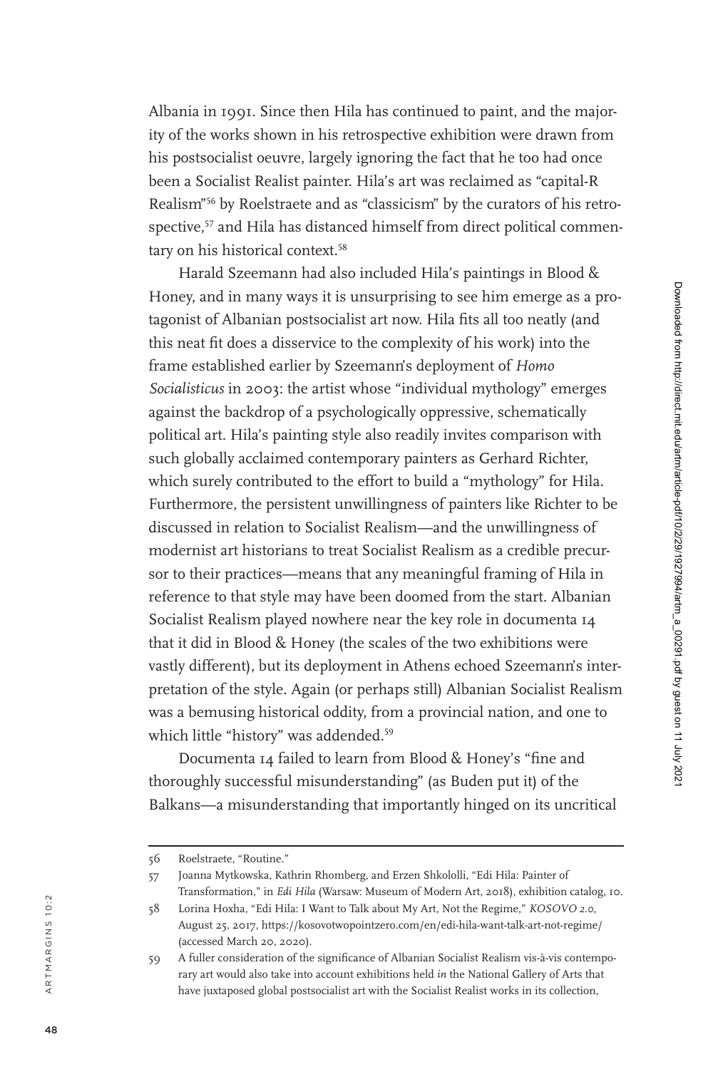Albania in 1991. Since then Hila has continued to paint, and the majority of the works shown in his retrospective exhibition were drawn from his postsocialist oeuvre, largely ignoring the fact that he too had once been a Socialist Realist painter. Hila's art was reclaimed as "capital-R Realism"[56] by Roelstraete and as "classicism" by the curators of his retrospective,[57] and Hila has distanced himself from direct political commentary on his historical context.[58]

Harald Szeemann had also included Hila's paintings in Blood & Honey, and in many ways it is unsurprising to see him emerge as a protagonist of Albanian postsocialist art now. Hila fits all too neatly (and this neat fit does a disservice to the complexity of his work) into the frame established earlier by Szeemann's deployment of *Homo Socialisticus* in 2003: the artist whose "individual mythology" emerges against the backdrop of a psychologically oppressive, schematically political art. Hila's painting style also readily invites comparison with such globally acclaimed contemporary painters as Gerhard Richter, which surely contributed to the effort to build a "mythology" for Hila. Furthermore, the persistent unwillingness of painters like Richter to be discussed in relation to Socialist Realism—and the unwillingness of modernist art historians to treat Socialist Realism as a credible precursor to their practices—means that any meaningful framing of Hila in reference to that style may have been doomed from the start. Albanian Socialist Realism played nowhere near the key role in documenta 14 that it did in Blood & Honey (the scales of the two exhibitions were vastly different), but its deployment in Athens echoed Szeemann's interpretation of the style. Again (or perhaps still) Albanian Socialist Realism was a bemusing historical oddity, from a provincial nation, and one to which little "history" was addended.[59]

Documenta 14 failed to learn from Blood & Honey's "fine and thoroughly successful misunderstanding" (as Buden put it) of the Balkans—a misunderstanding that importantly hinged on its uncritical

---

56 Roelstraete, "Routine."

57 Joanna Mytkowska, Kathrin Rhomberg, and Erzen Shkololli, "Edi Hila: Painter of Transformation," in *Edi Hila* (Warsaw: Museum of Modern Art, 2018), exhibition catalog, 10.

58 Lorina Hoxha, "Edi Hila: I Want to Talk about My Art, Not the Regime," *KOSOVO 2.0*, August 25, 2017, https://kosovotwopointzero.com/en/edi-hila-want-talk-art-not-regime/ (accessed March 20, 2020).

59 A fuller consideration of the significance of Albanian Socialist Realism vis-à-vis contemporary art would also take into account exhibitions held *in* the National Gallery of Arts that have juxtaposed global postsocialist art with the Socialist Realist works in its collection,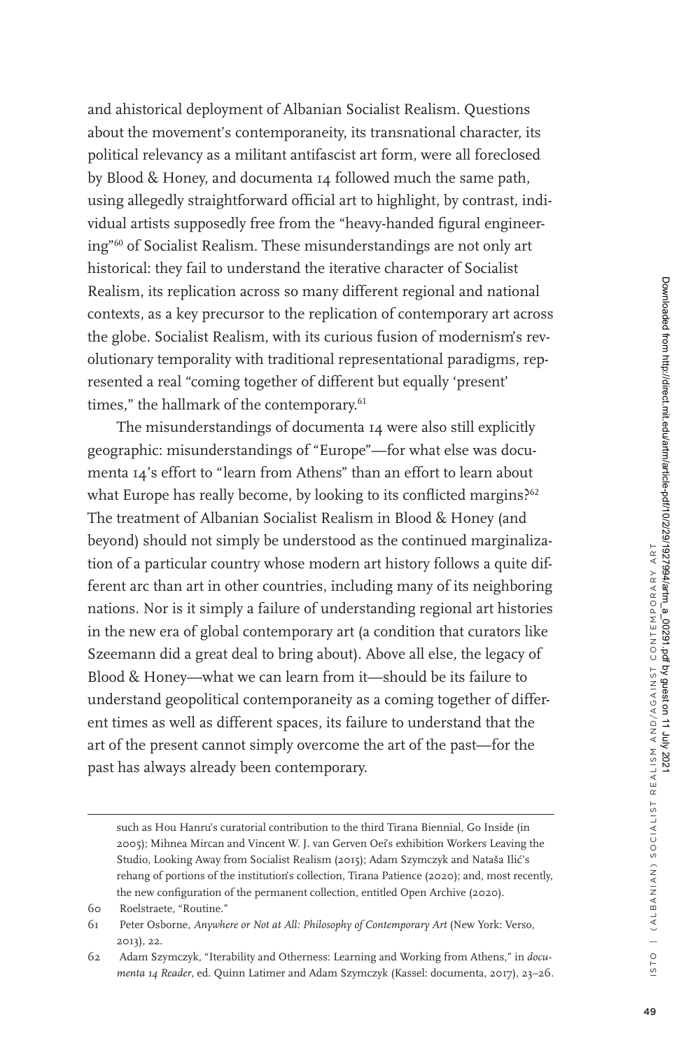and ahistorical deployment of Albanian Socialist Realism. Questions about the movement's contemporaneity, its transnational character, its political relevancy as a militant antifascist art form, were all foreclosed by Blood & Honey, and documenta 14 followed much the same path, using allegedly straightforward official art to highlight, by contrast, individual artists supposedly free from the "heavy-handed figural engineering"[60] of Socialist Realism. These misunderstandings are not only art historical: they fail to understand the iterative character of Socialist Realism, its replication across so many different regional and national contexts, as a key precursor to the replication of contemporary art across the globe. Socialist Realism, with its curious fusion of modernism's revolutionary temporality with traditional representational paradigms, represented a real "coming together of different but equally 'present' times," the hallmark of the contemporary.[61]

The misunderstandings of documenta 14 were also still explicitly geographic: misunderstandings of "Europe"—for what else was documenta 14's effort to "learn from Athens" than an effort to learn about what Europe has really become, by looking to its conflicted margins?[62] The treatment of Albanian Socialist Realism in Blood & Honey (and beyond) should not simply be understood as the continued marginalization of a particular country whose modern art history follows a quite different arc than art in other countries, including many of its neighboring nations. Nor is it simply a failure of understanding regional art histories in the new era of global contemporary art (a condition that curators like Szeemann did a great deal to bring about). Above all else, the legacy of Blood & Honey—what we can learn from it—should be its failure to understand geopolitical contemporaneity as a coming together of different times as well as different spaces, its failure to understand that the art of the present cannot simply overcome the art of the past—for the past has always already been contemporary.

---

such as Hou Hanru's curatorial contribution to the third Tirana Biennial, Go Inside (in 2005); Mihnea Mircan and Vincent W. J. van Gerven Oei's exhibition Workers Leaving the Studio, Looking Away from Socialist Realism (2015); Adam Szymczyk and Nataša Ilić's rehang of portions of the institution's collection, Tirana Patience (2020); and, most recently, the new configuration of the permanent collection, entitled Open Archive (2020).

60 Roelstraete, "Routine."

61 Peter Osborne, *Anywhere or Not at All: Philosophy of Contemporary Art* (New York: Verso, 2013), 22.

62 Adam Szymczyk, "Iterability and Otherness: Learning and Working from Athens," in *documenta 14 Reader*, ed. Quinn Latimer and Adam Szymczyk (Kassel: documenta, 2017), 23–26.